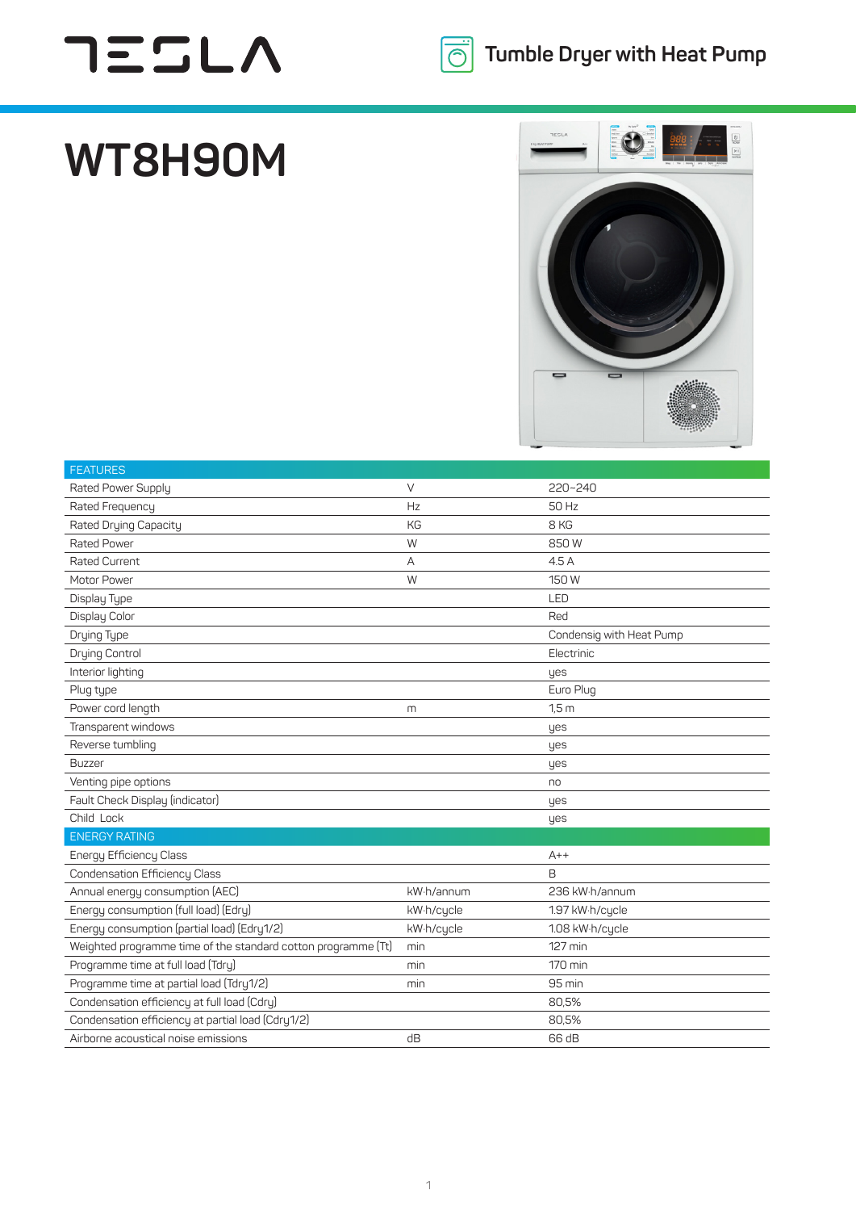TESLA

Tumble Dryer with Heat Pump

# WT8H90M

| FEATURES | | |
|---|---|---|
| Rated Power Supply | V | 220–240 |
| Rated Frequency | Hz | 50 Hz |
| Rated Drying Capacity | KG | 8 KG |
| Rated Power | W | 850 W |
| Rated Current | A | 4.5 A |
| Motor Power | W | 150 W |
| Display Type | | LED |
| Display Color | | Red |
| Drying Type | | Condensig with Heat Pump |
| Drying Control | | Electrinic |
| Interior lighting | | yes |
| Plug type | | Euro Plug |
| Power cord length | m | 1,5 m |
| Transparent windows | | yes |
| Reverse tumbling | | yes |
| Buzzer | | yes |
| Venting pipe options | | no |
| Fault Check Display (indicator) | | yes |
| Child Lock | | yes |
| ENERGY RATING | | |
| Energy Efficiency Class | | A++ |
| Condensation Efficiency Class | | B |
| Annual energy consumption (AEC) | kW·h/annum | 236 kW·h/annum |
| Energy consumption (full load) (Edry) | kW·h/cycle | 1.97 kW·h/cycle |
| Energy consumption (partial load) (Edry1/2) | kW·h/cycle | 1.08 kW·h/cycle |
| Weighted programme time of the standard cotton programme (Tt) | min | 127 min |
| Programme time at full load (Tdry) | min | 170 min |
| Programme time at partial load (Tdry1/2) | min | 95 min |
| Condensation efficiency at full load (Cdry) | | 80,5% |
| Condensation efficiency at partial load (Cdry1/2) | | 80,5% |
| Airborne acoustical noise emissions | dB | 66 dB |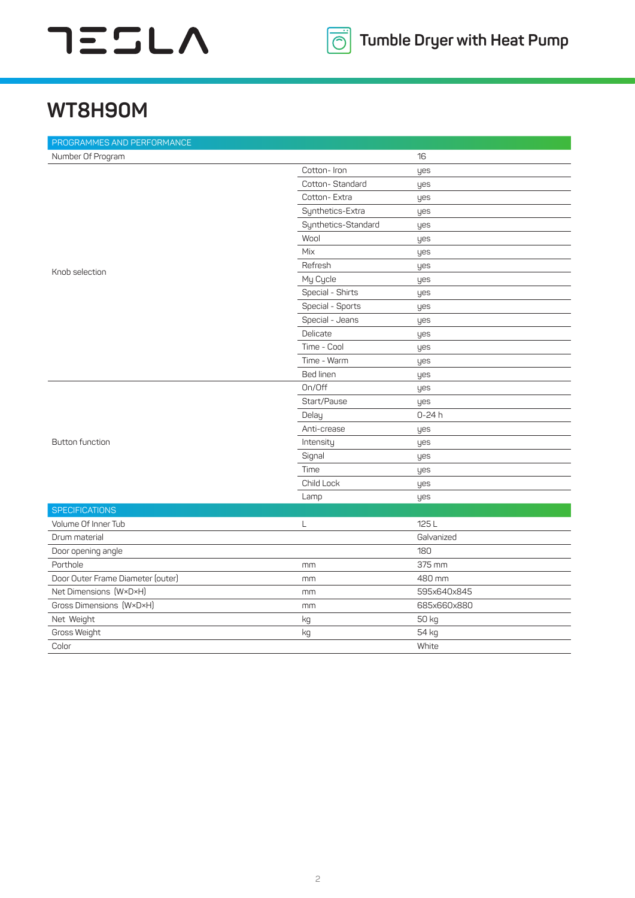# TESLA

## Tumble Dryer with Heat Pump

# WT8H90M

| PROGRAMMES AND PERFORMANCE | | |
|---|---|---|
| Number Of Program | | 16 |
| Knob selection | Cotton- Iron | yes |
| | Cotton- Standard | yes |
| | Cotton- Extra | yes |
| | Synthetics-Extra | yes |
| | Synthetics-Standard | yes |
| | Wool | yes |
| | Mix | yes |
| | Refresh | yes |
| | My Cycle | yes |
| | Special - Shirts | yes |
| | Special - Sports | yes |
| | Special - Jeans | yes |
| | Delicate | yes |
| | Time - Cool | yes |
| | Time - Warm | yes |
| | Bed linen | yes |
| Button function | On/Off | yes |
| | Start/Pause | yes |
| | Delay | 0-24 h |
| | Anti-crease | yes |
| | Intensity | yes |
| | Signal | yes |
| | Time | yes |
| | Child Lock | yes |
| | Lamp | yes |
| **SPECIFICATIONS** | | |
| Volume Of Inner Tub | L | 125 L |
| Drum material | | Galvanized |
| Door opening angle | | 180 |
| Porthole | mm | 375 mm |
| Door Outer Frame Diameter (outer) | mm | 480 mm |
| Net Dimensions (W×D×H) | mm | 595x640x845 |
| Gross Dimensions (W×D×H) | mm | 685x660x880 |
| Net Weight | kg | 50 kg |
| Gross Weight | kg | 54 kg |
| Color | | White |